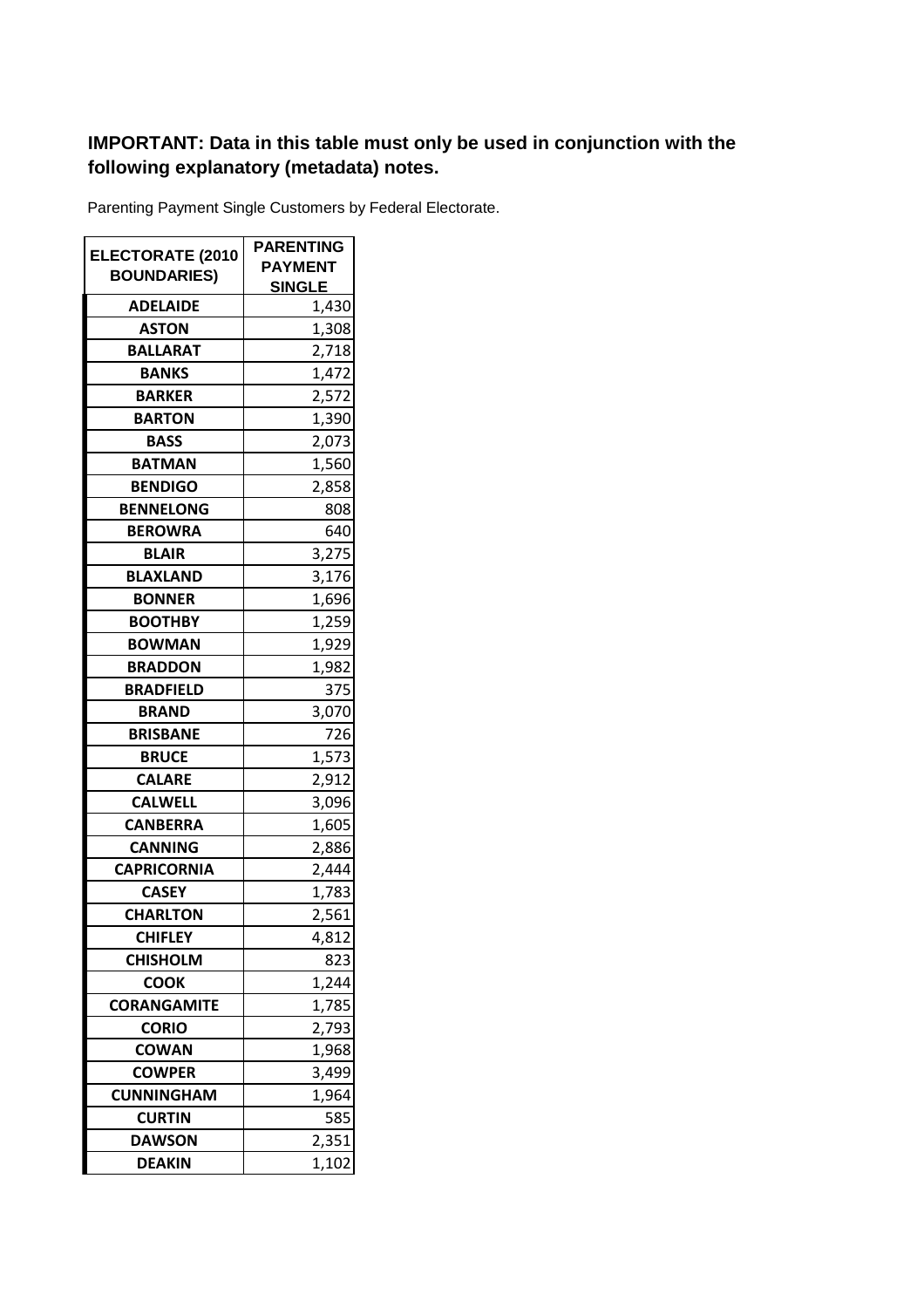**IMPORTANT: Data in this table must only be used in conjunction with the following explanatory (metadata) notes.**

Parenting Payment Single Customers by Federal Electorate.

| ELECTORATE (2010 BOUNDARIES) | PARENTING PAYMENT SINGLE |
|---|---|
| ADELAIDE | 1,430 |
| ASTON | 1,308 |
| BALLARAT | 2,718 |
| BANKS | 1,472 |
| BARKER | 2,572 |
| BARTON | 1,390 |
| BASS | 2,073 |
| BATMAN | 1,560 |
| BENDIGO | 2,858 |
| BENNELONG | 808 |
| BEROWRA | 640 |
| BLAIR | 3,275 |
| BLAXLAND | 3,176 |
| BONNER | 1,696 |
| BOOTHBY | 1,259 |
| BOWMAN | 1,929 |
| BRADDON | 1,982 |
| BRADFIELD | 375 |
| BRAND | 3,070 |
| BRISBANE | 726 |
| BRUCE | 1,573 |
| CALARE | 2,912 |
| CALWELL | 3,096 |
| CANBERRA | 1,605 |
| CANNING | 2,886 |
| CAPRICORNIA | 2,444 |
| CASEY | 1,783 |
| CHARLTON | 2,561 |
| CHIFLEY | 4,812 |
| CHISHOLM | 823 |
| COOK | 1,244 |
| CORANGAMITE | 1,785 |
| CORIO | 2,793 |
| COWAN | 1,968 |
| COWPER | 3,499 |
| CUNNINGHAM | 1,964 |
| CURTIN | 585 |
| DAWSON | 2,351 |
| DEAKIN | 1,102 |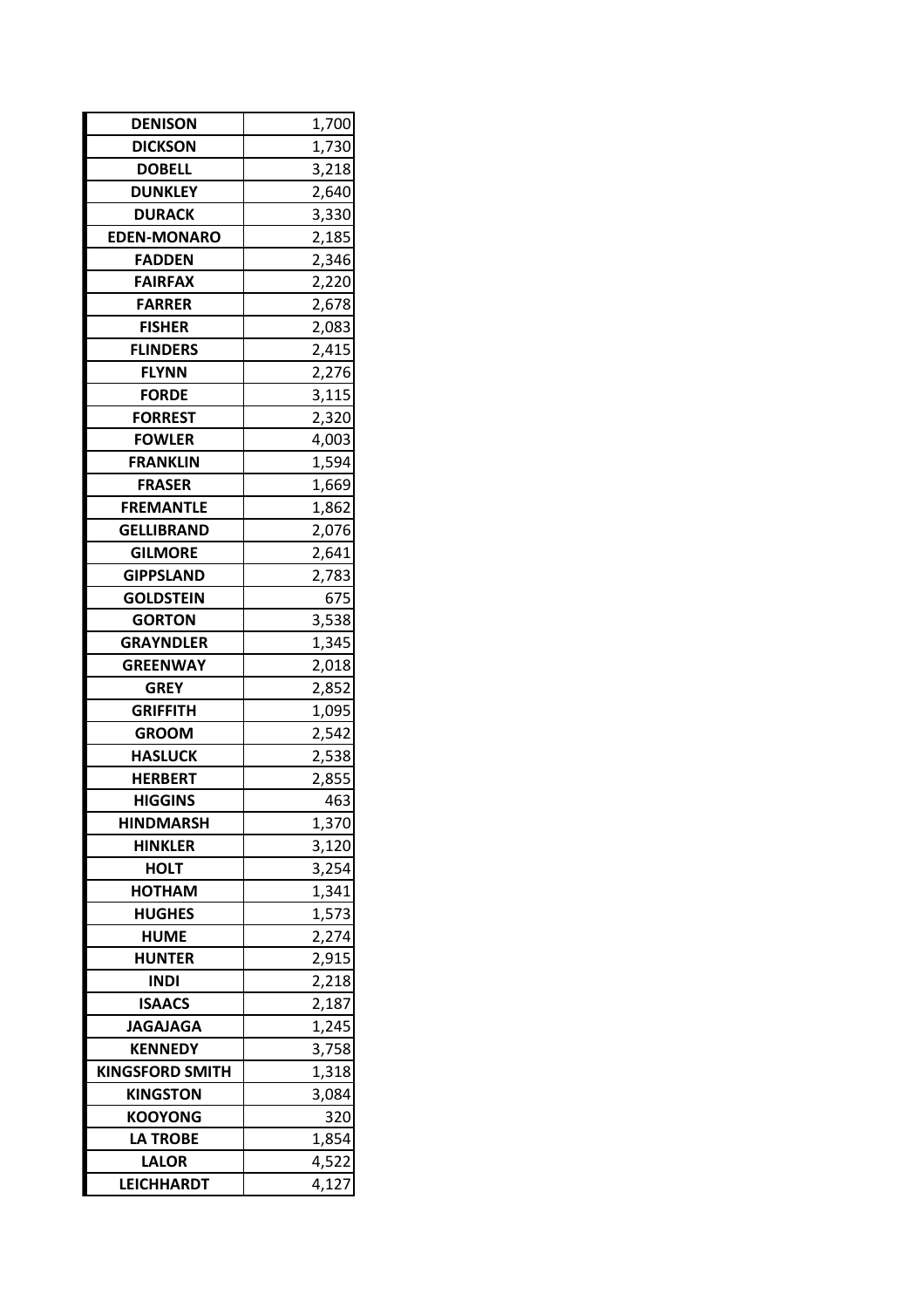| | |
|---|---|
| DENISON | 1,700 |
| DICKSON | 1,730 |
| DOBELL | 3,218 |
| DUNKLEY | 2,640 |
| DURACK | 3,330 |
| EDEN-MONARO | 2,185 |
| FADDEN | 2,346 |
| FAIRFAX | 2,220 |
| FARRER | 2,678 |
| FISHER | 2,083 |
| FLINDERS | 2,415 |
| FLYNN | 2,276 |
| FORDE | 3,115 |
| FORREST | 2,320 |
| FOWLER | 4,003 |
| FRANKLIN | 1,594 |
| FRASER | 1,669 |
| FREMANTLE | 1,862 |
| GELLIBRAND | 2,076 |
| GILMORE | 2,641 |
| GIPPSLAND | 2,783 |
| GOLDSTEIN | 675 |
| GORTON | 3,538 |
| GRAYNDLER | 1,345 |
| GREENWAY | 2,018 |
| GREY | 2,852 |
| GRIFFITH | 1,095 |
| GROOM | 2,542 |
| HASLUCK | 2,538 |
| HERBERT | 2,855 |
| HIGGINS | 463 |
| HINDMARSH | 1,370 |
| HINKLER | 3,120 |
| HOLT | 3,254 |
| HOTHAM | 1,341 |
| HUGHES | 1,573 |
| HUME | 2,274 |
| HUNTER | 2,915 |
| INDI | 2,218 |
| ISAACS | 2,187 |
| JAGAJAGA | 1,245 |
| KENNEDY | 3,758 |
| KINGSFORD SMITH | 1,318 |
| KINGSTON | 3,084 |
| KOOYONG | 320 |
| LA TROBE | 1,854 |
| LALOR | 4,522 |
| LEICHHARDT | 4,127 |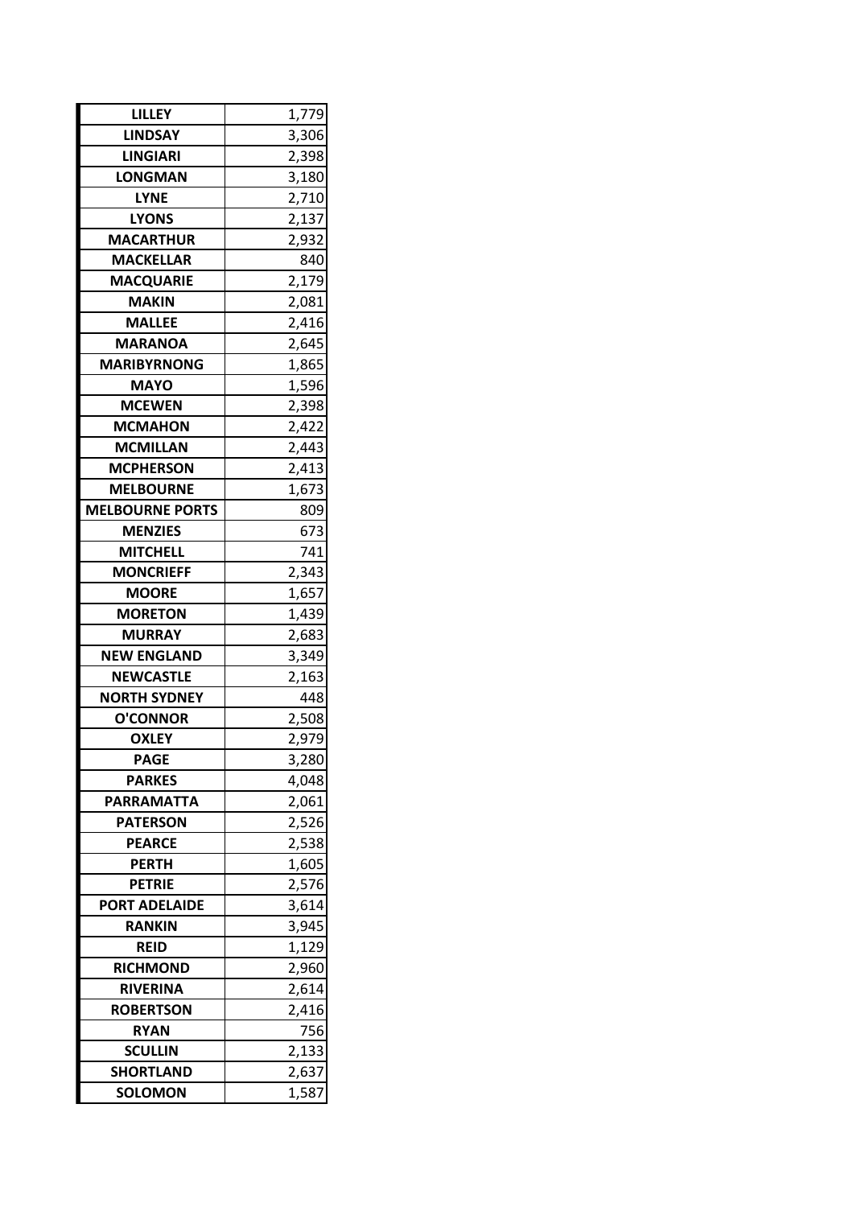| LILLEY | 1,779 |
|---|---|
| LINDSAY | 3,306 |
| LINGIARI | 2,398 |
| LONGMAN | 3,180 |
| LYNE | 2,710 |
| LYONS | 2,137 |
| MACARTHUR | 2,932 |
| MACKELLAR | 840 |
| MACQUARIE | 2,179 |
| MAKIN | 2,081 |
| MALLEE | 2,416 |
| MARANOA | 2,645 |
| MARIBYRNONG | 1,865 |
| MAYO | 1,596 |
| MCEWEN | 2,398 |
| MCMAHON | 2,422 |
| MCMILLAN | 2,443 |
| MCPHERSON | 2,413 |
| MELBOURNE | 1,673 |
| MELBOURNE PORTS | 809 |
| MENZIES | 673 |
| MITCHELL | 741 |
| MONCRIEFF | 2,343 |
| MOORE | 1,657 |
| MORETON | 1,439 |
| MURRAY | 2,683 |
| NEW ENGLAND | 3,349 |
| NEWCASTLE | 2,163 |
| NORTH SYDNEY | 448 |
| O'CONNOR | 2,508 |
| OXLEY | 2,979 |
| PAGE | 3,280 |
| PARKES | 4,048 |
| PARRAMATTA | 2,061 |
| PATERSON | 2,526 |
| PEARCE | 2,538 |
| PERTH | 1,605 |
| PETRIE | 2,576 |
| PORT ADELAIDE | 3,614 |
| RANKIN | 3,945 |
| REID | 1,129 |
| RICHMOND | 2,960 |
| RIVERINA | 2,614 |
| ROBERTSON | 2,416 |
| RYAN | 756 |
| SCULLIN | 2,133 |
| SHORTLAND | 2,637 |
| SOLOMON | 1,587 |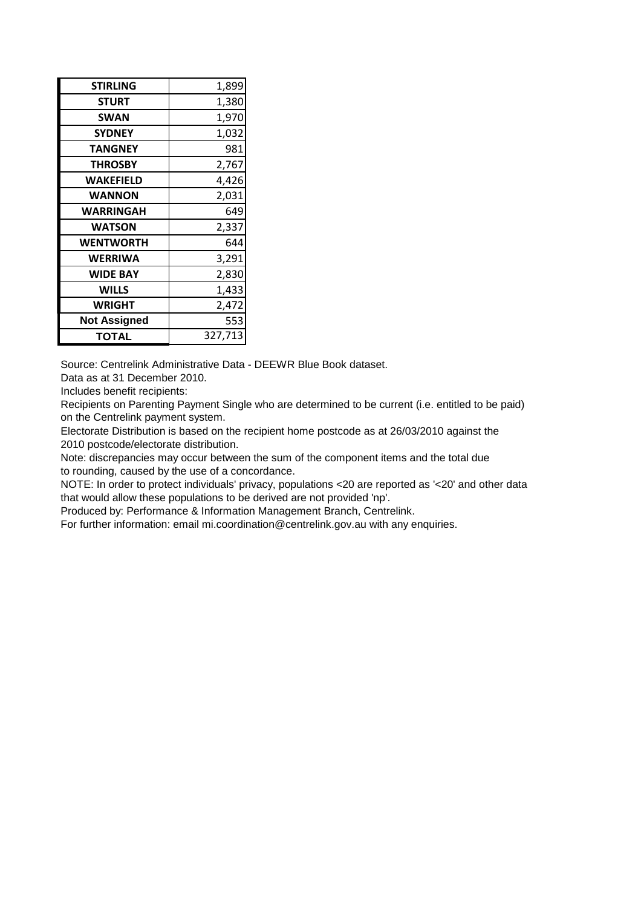| | |
|---|---|
| **STIRLING** | 1,899 |
| **STURT** | 1,380 |
| **SWAN** | 1,970 |
| **SYDNEY** | 1,032 |
| **TANGNEY** | 981 |
| **THROSBY** | 2,767 |
| **WAKEFIELD** | 4,426 |
| **WANNON** | 2,031 |
| **WARRINGAH** | 649 |
| **WATSON** | 2,337 |
| **WENTWORTH** | 644 |
| **WERRIWA** | 3,291 |
| **WIDE BAY** | 2,830 |
| **WILLS** | 1,433 |
| **WRIGHT** | 2,472 |
| **Not Assigned** | 553 |
| **TOTAL** | 327,713 |

Source: Centrelink Administrative Data - DEEWR Blue Book dataset.

Data as at 31 December 2010.

Includes benefit recipients:

Recipients on Parenting Payment Single who are determined to be current (i.e. entitled to be paid) on the Centrelink payment system.

Electorate Distribution is based on the recipient home postcode as at 26/03/2010 against the 2010 postcode/electorate distribution.

Note: discrepancies may occur between the sum of the component items and the total due to rounding, caused by the use of a concordance.

NOTE: In order to protect individuals' privacy, populations <20 are reported as '<20' and other data that would allow these populations to be derived are not provided 'np'.

Produced by: Performance & Information Management Branch, Centrelink.

For further information: email mi.coordination@centrelink.gov.au with any enquiries.